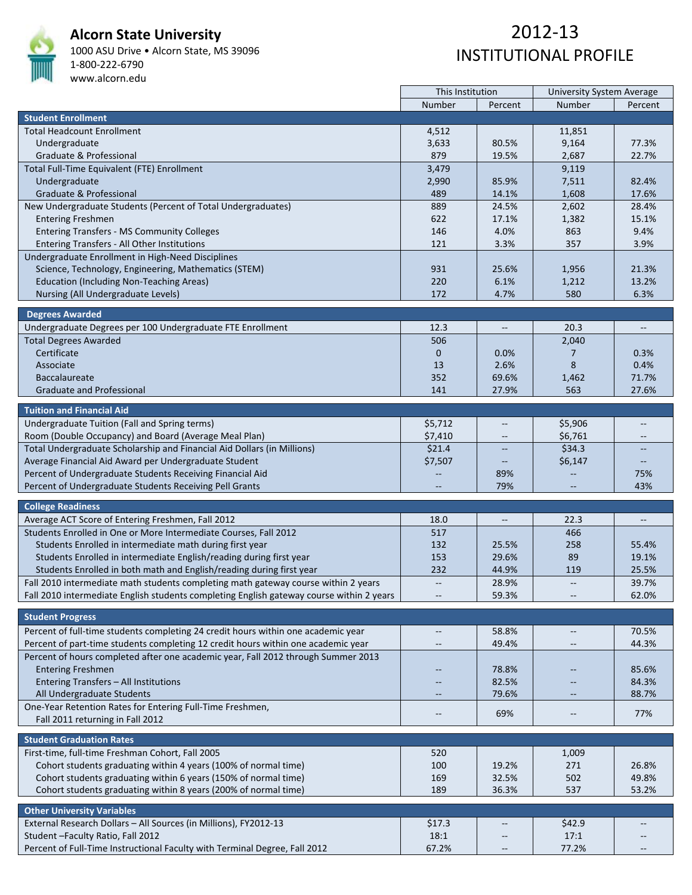# Alcorn State University

1000 ASU Drive • Alcorn State, MS 39096
1-800-222-6790
www.alcorn.edu

# 2012-13 INSTITUTIONAL PROFILE

| | This Institution | | University System Average | |
|---|---|---|---|---|
| | Number | Percent | Number | Percent |
| **Student Enrollment** | | | | |
| Total Headcount Enrollment | 4,512 | | 11,851 | |
| Undergraduate | 3,633 | 80.5% | 9,164 | 77.3% |
| Graduate & Professional | 879 | 19.5% | 2,687 | 22.7% |
| Total Full-Time Equivalent (FTE) Enrollment | 3,479 | | 9,119 | |
| Undergraduate | 2,990 | 85.9% | 7,511 | 82.4% |
| Graduate & Professional | 489 | 14.1% | 1,608 | 17.6% |
| New Undergraduate Students (Percent of Total Undergraduates) | 889 | 24.5% | 2,602 | 28.4% |
| Entering Freshmen | 622 | 17.1% | 1,382 | 15.1% |
| Entering Transfers - MS Community Colleges | 146 | 4.0% | 863 | 9.4% |
| Entering Transfers - All Other Institutions | 121 | 3.3% | 357 | 3.9% |
| Undergraduate Enrollment in High-Need Disciplines | | | | |
| Science, Technology, Engineering, Mathematics (STEM) | 931 | 25.6% | 1,956 | 21.3% |
| Education (Including Non-Teaching Areas) | 220 | 6.1% | 1,212 | 13.2% |
| Nursing (All Undergraduate Levels) | 172 | 4.7% | 580 | 6.3% |
| **Degrees Awarded** | | | | |
| Undergraduate Degrees per 100 Undergraduate FTE Enrollment | 12.3 | -- | 20.3 | -- |
| Total Degrees Awarded | 506 | | 2,040 | |
| Certificate | 0 | 0.0% | 7 | 0.3% |
| Associate | 13 | 2.6% | 8 | 0.4% |
| Baccalaureate | 352 | 69.6% | 1,462 | 71.7% |
| Graduate and Professional | 141 | 27.9% | 563 | 27.6% |
| **Tuition and Financial Aid** | | | | |
| Undergraduate Tuition (Fall and Spring terms) | $5,712 | -- | $5,906 | -- |
| Room (Double Occupancy) and Board (Average Meal Plan) | $7,410 | -- | $6,761 | -- |
| Total Undergraduate Scholarship and Financial Aid Dollars (in Millions) | $21.4 | -- | $34.3 | -- |
| Average Financial Aid Award per Undergraduate Student | $7,507 | -- | $6,147 | -- |
| Percent of Undergraduate Students Receiving Financial Aid | -- | 89% | -- | 75% |
| Percent of Undergraduate Students Receiving Pell Grants | -- | 79% | -- | 43% |
| **College Readiness** | | | | |
| Average ACT Score of Entering Freshmen, Fall 2012 | 18.0 | -- | 22.3 | -- |
| Students Enrolled in One or More Intermediate Courses, Fall 2012 | 517 | | 466 | |
| Students Enrolled in intermediate math during first year | 132 | 25.5% | 258 | 55.4% |
| Students Enrolled in intermediate English/reading during first year | 153 | 29.6% | 89 | 19.1% |
| Students Enrolled in both math and English/reading during first year | 232 | 44.9% | 119 | 25.5% |
| Fall 2010 intermediate math students completing math gateway course within 2 years | -- | 28.9% | -- | 39.7% |
| Fall 2010 intermediate English students completing English gateway course within 2 years | -- | 59.3% | -- | 62.0% |
| **Student Progress** | | | | |
| Percent of full-time students completing 24 credit hours within one academic year | -- | 58.8% | -- | 70.5% |
| Percent of part-time students completing 12 credit hours within one academic year | -- | 49.4% | -- | 44.3% |
| Percent of hours completed after one academic year, Fall 2012 through Summer 2013 | | | | |
| Entering Freshmen | -- | 78.8% | -- | 85.6% |
| Entering Transfers – All Institutions | -- | 82.5% | -- | 84.3% |
| All Undergraduate Students | -- | 79.6% | -- | 88.7% |
| One-Year Retention Rates for Entering Full-Time Freshmen, Fall 2011 returning in Fall 2012 | -- | 69% | -- | 77% |
| **Student Graduation Rates** | | | | |
| First-time, full-time Freshman Cohort, Fall 2005 | 520 | | 1,009 | |
| Cohort students graduating within 4 years (100% of normal time) | 100 | 19.2% | 271 | 26.8% |
| Cohort students graduating within 6 years (150% of normal time) | 169 | 32.5% | 502 | 49.8% |
| Cohort students graduating within 8 years (200% of normal time) | 189 | 36.3% | 537 | 53.2% |
| **Other University Variables** | | | | |
| External Research Dollars – All Sources (in Millions), FY2012-13 | $17.3 | -- | $42.9 | -- |
| Student –Faculty Ratio, Fall 2012 | 18:1 | -- | 17:1 | -- |
| Percent of Full-Time Instructional Faculty with Terminal Degree, Fall 2012 | 67.2% | -- | 77.2% | -- |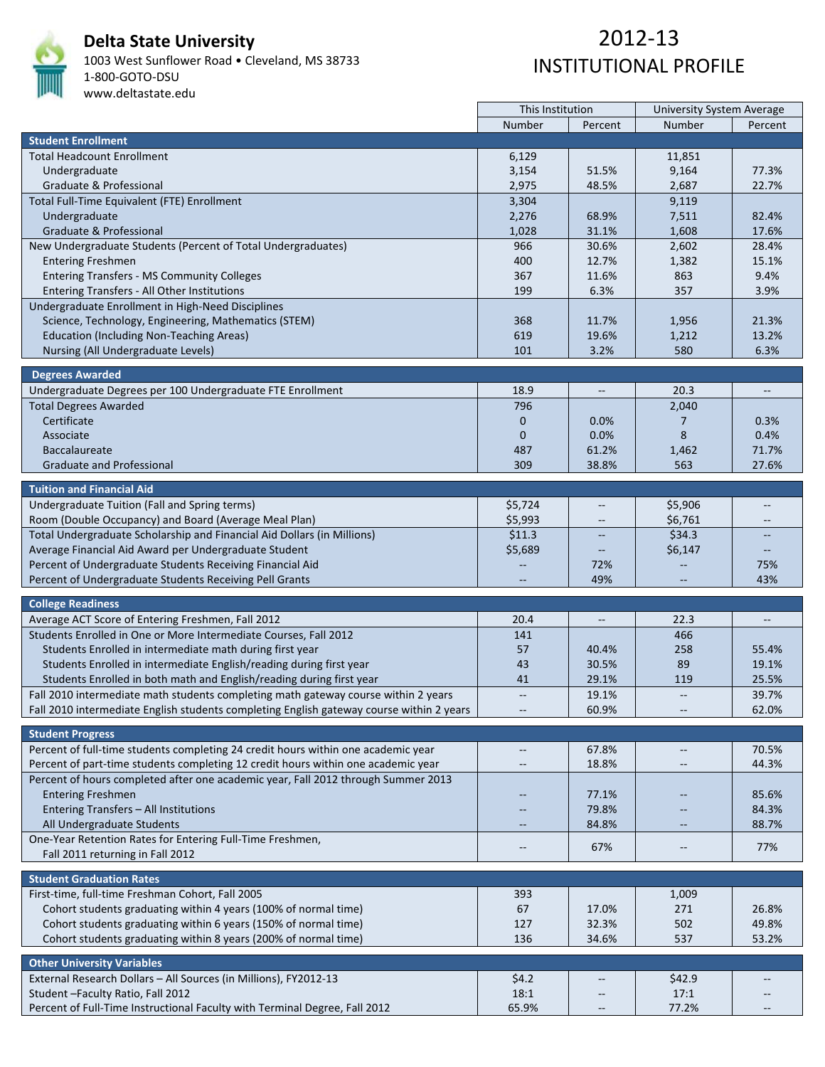# Delta State University

1003 West Sunflower Road • Cleveland, MS 38733
1-800-GOTO-DSU
www.deltastate.edu

# 2012-13 INSTITUTIONAL PROFILE

| | This Institution | | University System Average | |
|---|---|---|---|---|
| | Number | Percent | Number | Percent |
| **Student Enrollment** | | | | |
| Total Headcount Enrollment | 6,129 | | 11,851 | |
| Undergraduate | 3,154 | 51.5% | 9,164 | 77.3% |
| Graduate & Professional | 2,975 | 48.5% | 2,687 | 22.7% |
| Total Full-Time Equivalent (FTE) Enrollment | 3,304 | | 9,119 | |
| Undergraduate | 2,276 | 68.9% | 7,511 | 82.4% |
| Graduate & Professional | 1,028 | 31.1% | 1,608 | 17.6% |
| New Undergraduate Students (Percent of Total Undergraduates) | 966 | 30.6% | 2,602 | 28.4% |
| Entering Freshmen | 400 | 12.7% | 1,382 | 15.1% |
| Entering Transfers - MS Community Colleges | 367 | 11.6% | 863 | 9.4% |
| Entering Transfers - All Other Institutions | 199 | 6.3% | 357 | 3.9% |
| Undergraduate Enrollment in High-Need Disciplines | | | | |
| Science, Technology, Engineering, Mathematics (STEM) | 368 | 11.7% | 1,956 | 21.3% |
| Education (Including Non-Teaching Areas) | 619 | 19.6% | 1,212 | 13.2% |
| Nursing (All Undergraduate Levels) | 101 | 3.2% | 580 | 6.3% |
| **Degrees Awarded** | | | | |
| Undergraduate Degrees per 100 Undergraduate FTE Enrollment | 18.9 | -- | 20.3 | -- |
| Total Degrees Awarded | 796 | | 2,040 | |
| Certificate | 0 | 0.0% | 7 | 0.3% |
| Associate | 0 | 0.0% | 8 | 0.4% |
| Baccalaureate | 487 | 61.2% | 1,462 | 71.7% |
| Graduate and Professional | 309 | 38.8% | 563 | 27.6% |
| **Tuition and Financial Aid** | | | | |
| Undergraduate Tuition (Fall and Spring terms) | $5,724 | -- | $5,906 | -- |
| Room (Double Occupancy) and Board (Average Meal Plan) | $5,993 | -- | $6,761 | -- |
| Total Undergraduate Scholarship and Financial Aid Dollars (in Millions) | $11.3 | -- | $34.3 | -- |
| Average Financial Aid Award per Undergraduate Student | $5,689 | -- | $6,147 | -- |
| Percent of Undergraduate Students Receiving Financial Aid | -- | 72% | -- | 75% |
| Percent of Undergraduate Students Receiving Pell Grants | -- | 49% | -- | 43% |
| **College Readiness** | | | | |
| Average ACT Score of Entering Freshmen, Fall 2012 | 20.4 | -- | 22.3 | -- |
| Students Enrolled in One or More Intermediate Courses, Fall 2012 | 141 | | 466 | |
| Students Enrolled in intermediate math during first year | 57 | 40.4% | 258 | 55.4% |
| Students Enrolled in intermediate English/reading during first year | 43 | 30.5% | 89 | 19.1% |
| Students Enrolled in both math and English/reading during first year | 41 | 29.1% | 119 | 25.5% |
| Fall 2010 intermediate math students completing math gateway course within 2 years | -- | 19.1% | -- | 39.7% |
| Fall 2010 intermediate English students completing English gateway course within 2 years | -- | 60.9% | -- | 62.0% |
| **Student Progress** | | | | |
| Percent of full-time students completing 24 credit hours within one academic year | -- | 67.8% | -- | 70.5% |
| Percent of part-time students completing 12 credit hours within one academic year | -- | 18.8% | -- | 44.3% |
| Percent of hours completed after one academic year, Fall 2012 through Summer 2013 | | | | |
| Entering Freshmen | -- | 77.1% | -- | 85.6% |
| Entering Transfers – All Institutions | -- | 79.8% | -- | 84.3% |
| All Undergraduate Students | -- | 84.8% | -- | 88.7% |
| One-Year Retention Rates for Entering Full-Time Freshmen, Fall 2011 returning in Fall 2012 | -- | 67% | -- | 77% |
| **Student Graduation Rates** | | | | |
| First-time, full-time Freshman Cohort, Fall 2005 | 393 | | 1,009 | |
| Cohort students graduating within 4 years (100% of normal time) | 67 | 17.0% | 271 | 26.8% |
| Cohort students graduating within 6 years (150% of normal time) | 127 | 32.3% | 502 | 49.8% |
| Cohort students graduating within 8 years (200% of normal time) | 136 | 34.6% | 537 | 53.2% |
| **Other University Variables** | | | | |
| External Research Dollars – All Sources (in Millions), FY2012-13 | $4.2 | -- | $42.9 | -- |
| Student –Faculty Ratio, Fall 2012 | 18:1 | -- | 17:1 | -- |
| Percent of Full-Time Instructional Faculty with Terminal Degree, Fall 2012 | 65.9% | -- | 77.2% | -- |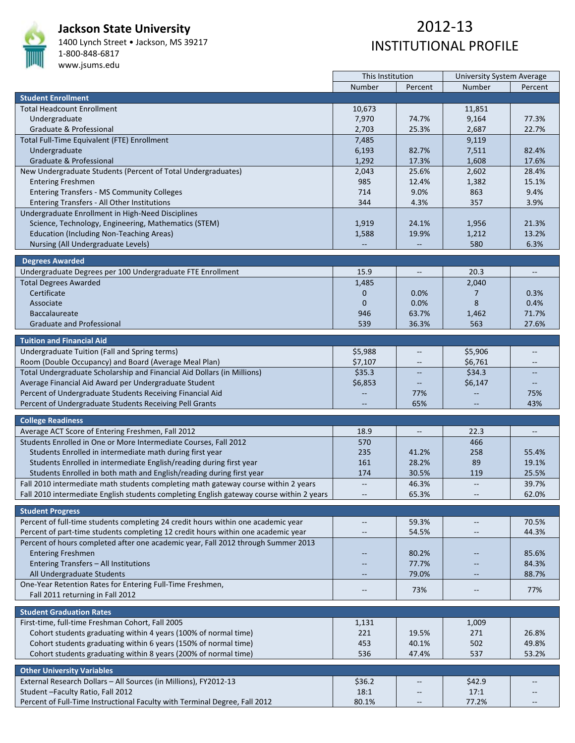# Jackson State University

1400 Lynch Street • Jackson, MS 39217
1-800-848-6817
www.jsums.edu

## 2012-13 INSTITUTIONAL PROFILE

| | This Institution | | University System Average | |
|---|---|---|---|---|
| | Number | Percent | Number | Percent |
| **Student Enrollment** | | | | |
| Total Headcount Enrollment | 10,673 | | 11,851 | |
| Undergraduate | 7,970 | 74.7% | 9,164 | 77.3% |
| Graduate & Professional | 2,703 | 25.3% | 2,687 | 22.7% |
| Total Full-Time Equivalent (FTE) Enrollment | 7,485 | | 9,119 | |
| Undergraduate | 6,193 | 82.7% | 7,511 | 82.4% |
| Graduate & Professional | 1,292 | 17.3% | 1,608 | 17.6% |
| New Undergraduate Students (Percent of Total Undergraduates) | 2,043 | 25.6% | 2,602 | 28.4% |
| Entering Freshmen | 985 | 12.4% | 1,382 | 15.1% |
| Entering Transfers - MS Community Colleges | 714 | 9.0% | 863 | 9.4% |
| Entering Transfers - All Other Institutions | 344 | 4.3% | 357 | 3.9% |
| Undergraduate Enrollment in High-Need Disciplines | | | | |
| Science, Technology, Engineering, Mathematics (STEM) | 1,919 | 24.1% | 1,956 | 21.3% |
| Education (Including Non-Teaching Areas) | 1,588 | 19.9% | 1,212 | 13.2% |
| Nursing (All Undergraduate Levels) | -- | -- | 580 | 6.3% |
| **Degrees Awarded** | | | | |
| Undergraduate Degrees per 100 Undergraduate FTE Enrollment | 15.9 | -- | 20.3 | -- |
| Total Degrees Awarded | 1,485 | | 2,040 | |
| Certificate | 0 | 0.0% | 7 | 0.3% |
| Associate | 0 | 0.0% | 8 | 0.4% |
| Baccalaureate | 946 | 63.7% | 1,462 | 71.7% |
| Graduate and Professional | 539 | 36.3% | 563 | 27.6% |
| **Tuition and Financial Aid** | | | | |
| Undergraduate Tuition (Fall and Spring terms) | $5,988 | -- | $5,906 | -- |
| Room (Double Occupancy) and Board (Average Meal Plan) | $7,107 | -- | $6,761 | -- |
| Total Undergraduate Scholarship and Financial Aid Dollars (in Millions) | $35.3 | -- | $34.3 | -- |
| Average Financial Aid Award per Undergraduate Student | $6,853 | -- | $6,147 | -- |
| Percent of Undergraduate Students Receiving Financial Aid | -- | 77% | -- | 75% |
| Percent of Undergraduate Students Receiving Pell Grants | -- | 65% | -- | 43% |
| **College Readiness** | | | | |
| Average ACT Score of Entering Freshmen, Fall 2012 | 18.9 | -- | 22.3 | -- |
| Students Enrolled in One or More Intermediate Courses, Fall 2012 | 570 | | 466 | |
| Students Enrolled in intermediate math during first year | 235 | 41.2% | 258 | 55.4% |
| Students Enrolled in intermediate English/reading during first year | 161 | 28.2% | 89 | 19.1% |
| Students Enrolled in both math and English/reading during first year | 174 | 30.5% | 119 | 25.5% |
| Fall 2010 intermediate math students completing math gateway course within 2 years | -- | 46.3% | -- | 39.7% |
| Fall 2010 intermediate English students completing English gateway course within 2 years | -- | 65.3% | -- | 62.0% |
| **Student Progress** | | | | |
| Percent of full-time students completing 24 credit hours within one academic year | -- | 59.3% | -- | 70.5% |
| Percent of part-time students completing 12 credit hours within one academic year | -- | 54.5% | -- | 44.3% |
| Percent of hours completed after one academic year, Fall 2012 through Summer 2013 | | | | |
| Entering Freshmen | -- | 80.2% | -- | 85.6% |
| Entering Transfers – All Institutions | -- | 77.7% | -- | 84.3% |
| All Undergraduate Students | -- | 79.0% | -- | 88.7% |
| One-Year Retention Rates for Entering Full-Time Freshmen, Fall 2011 returning in Fall 2012 | -- | 73% | -- | 77% |
| **Student Graduation Rates** | | | | |
| First-time, full-time Freshman Cohort, Fall 2005 | 1,131 | | 1,009 | |
| Cohort students graduating within 4 years (100% of normal time) | 221 | 19.5% | 271 | 26.8% |
| Cohort students graduating within 6 years (150% of normal time) | 453 | 40.1% | 502 | 49.8% |
| Cohort students graduating within 8 years (200% of normal time) | 536 | 47.4% | 537 | 53.2% |
| **Other University Variables** | | | | |
| External Research Dollars – All Sources (in Millions), FY2012-13 | $36.2 | -- | $42.9 | -- |
| Student –Faculty Ratio, Fall 2012 | 18:1 | -- | 17:1 | -- |
| Percent of Full-Time Instructional Faculty with Terminal Degree, Fall 2012 | 80.1% | -- | 77.2% | -- |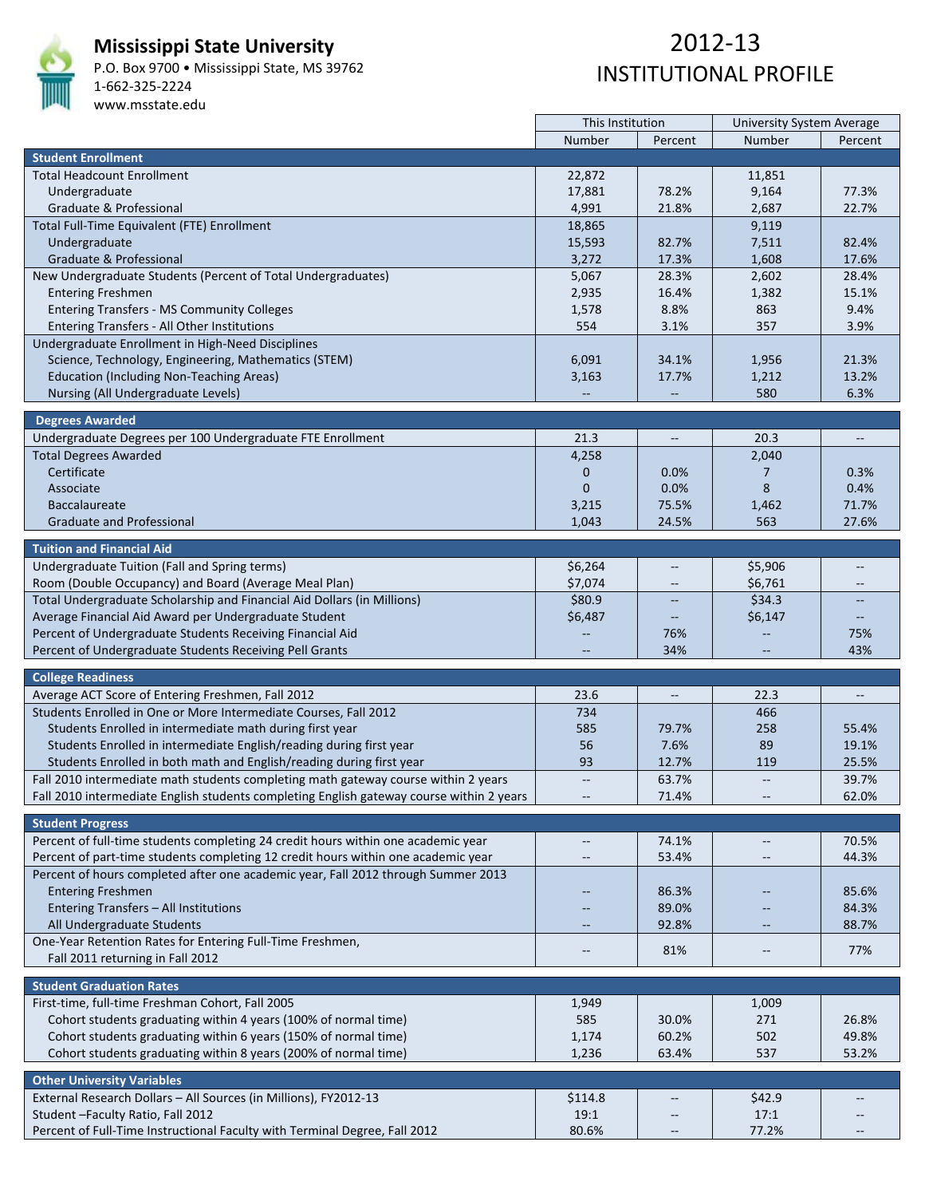# Mississippi State University

P.O. Box 9700 • Mississippi State, MS 39762
1-662-325-2224
www.msstate.edu

## 2012-13 INSTITUTIONAL PROFILE

| | This Institution | | University System Average | |
|---|---|---|---|---|
| | Number | Percent | Number | Percent |
| **Student Enrollment** | | | | |
| Total Headcount Enrollment | 22,872 | | 11,851 | |
| Undergraduate | 17,881 | 78.2% | 9,164 | 77.3% |
| Graduate & Professional | 4,991 | 21.8% | 2,687 | 22.7% |
| Total Full-Time Equivalent (FTE) Enrollment | 18,865 | | 9,119 | |
| Undergraduate | 15,593 | 82.7% | 7,511 | 82.4% |
| Graduate & Professional | 3,272 | 17.3% | 1,608 | 17.6% |
| New Undergraduate Students (Percent of Total Undergraduates) | 5,067 | 28.3% | 2,602 | 28.4% |
| Entering Freshmen | 2,935 | 16.4% | 1,382 | 15.1% |
| Entering Transfers - MS Community Colleges | 1,578 | 8.8% | 863 | 9.4% |
| Entering Transfers - All Other Institutions | 554 | 3.1% | 357 | 3.9% |
| Undergraduate Enrollment in High-Need Disciplines | | | | |
| Science, Technology, Engineering, Mathematics (STEM) | 6,091 | 34.1% | 1,956 | 21.3% |
| Education (Including Non-Teaching Areas) | 3,163 | 17.7% | 1,212 | 13.2% |
| Nursing (All Undergraduate Levels) | -- | -- | 580 | 6.3% |
| **Degrees Awarded** | | | | |
| Undergraduate Degrees per 100 Undergraduate FTE Enrollment | 21.3 | -- | 20.3 | -- |
| Total Degrees Awarded | 4,258 | | 2,040 | |
| Certificate | 0 | 0.0% | 7 | 0.3% |
| Associate | 0 | 0.0% | 8 | 0.4% |
| Baccalaureate | 3,215 | 75.5% | 1,462 | 71.7% |
| Graduate and Professional | 1,043 | 24.5% | 563 | 27.6% |
| **Tuition and Financial Aid** | | | | |
| Undergraduate Tuition (Fall and Spring terms) | $6,264 | -- | $5,906 | -- |
| Room (Double Occupancy) and Board (Average Meal Plan) | $7,074 | -- | $6,761 | -- |
| Total Undergraduate Scholarship and Financial Aid Dollars (in Millions) | $80.9 | -- | $34.3 | -- |
| Average Financial Aid Award per Undergraduate Student | $6,487 | -- | $6,147 | -- |
| Percent of Undergraduate Students Receiving Financial Aid | -- | 76% | -- | 75% |
| Percent of Undergraduate Students Receiving Pell Grants | -- | 34% | -- | 43% |
| **College Readiness** | | | | |
| Average ACT Score of Entering Freshmen, Fall 2012 | 23.6 | -- | 22.3 | -- |
| Students Enrolled in One or More Intermediate Courses, Fall 2012 | 734 | | 466 | |
| Students Enrolled in intermediate math during first year | 585 | 79.7% | 258 | 55.4% |
| Students Enrolled in intermediate English/reading during first year | 56 | 7.6% | 89 | 19.1% |
| Students Enrolled in both math and English/reading during first year | 93 | 12.7% | 119 | 25.5% |
| Fall 2010 intermediate math students completing math gateway course within 2 years | -- | 63.7% | -- | 39.7% |
| Fall 2010 intermediate English students completing English gateway course within 2 years | -- | 71.4% | -- | 62.0% |
| **Student Progress** | | | | |
| Percent of full-time students completing 24 credit hours within one academic year | -- | 74.1% | -- | 70.5% |
| Percent of part-time students completing 12 credit hours within one academic year | -- | 53.4% | -- | 44.3% |
| Percent of hours completed after one academic year, Fall 2012 through Summer 2013 | | | | |
| Entering Freshmen | -- | 86.3% | -- | 85.6% |
| Entering Transfers – All Institutions | -- | 89.0% | -- | 84.3% |
| All Undergraduate Students | -- | 92.8% | -- | 88.7% |
| One-Year Retention Rates for Entering Full-Time Freshmen, Fall 2011 returning in Fall 2012 | -- | 81% | -- | 77% |
| **Student Graduation Rates** | | | | |
| First-time, full-time Freshman Cohort, Fall 2005 | 1,949 | | 1,009 | |
| Cohort students graduating within 4 years (100% of normal time) | 585 | 30.0% | 271 | 26.8% |
| Cohort students graduating within 6 years (150% of normal time) | 1,174 | 60.2% | 502 | 49.8% |
| Cohort students graduating within 8 years (200% of normal time) | 1,236 | 63.4% | 537 | 53.2% |
| **Other University Variables** | | | | |
| External Research Dollars – All Sources (in Millions), FY2012-13 | $114.8 | -- | $42.9 | -- |
| Student –Faculty Ratio, Fall 2012 | 19:1 | -- | 17:1 | -- |
| Percent of Full-Time Instructional Faculty with Terminal Degree, Fall 2012 | 80.6% | -- | 77.2% | -- |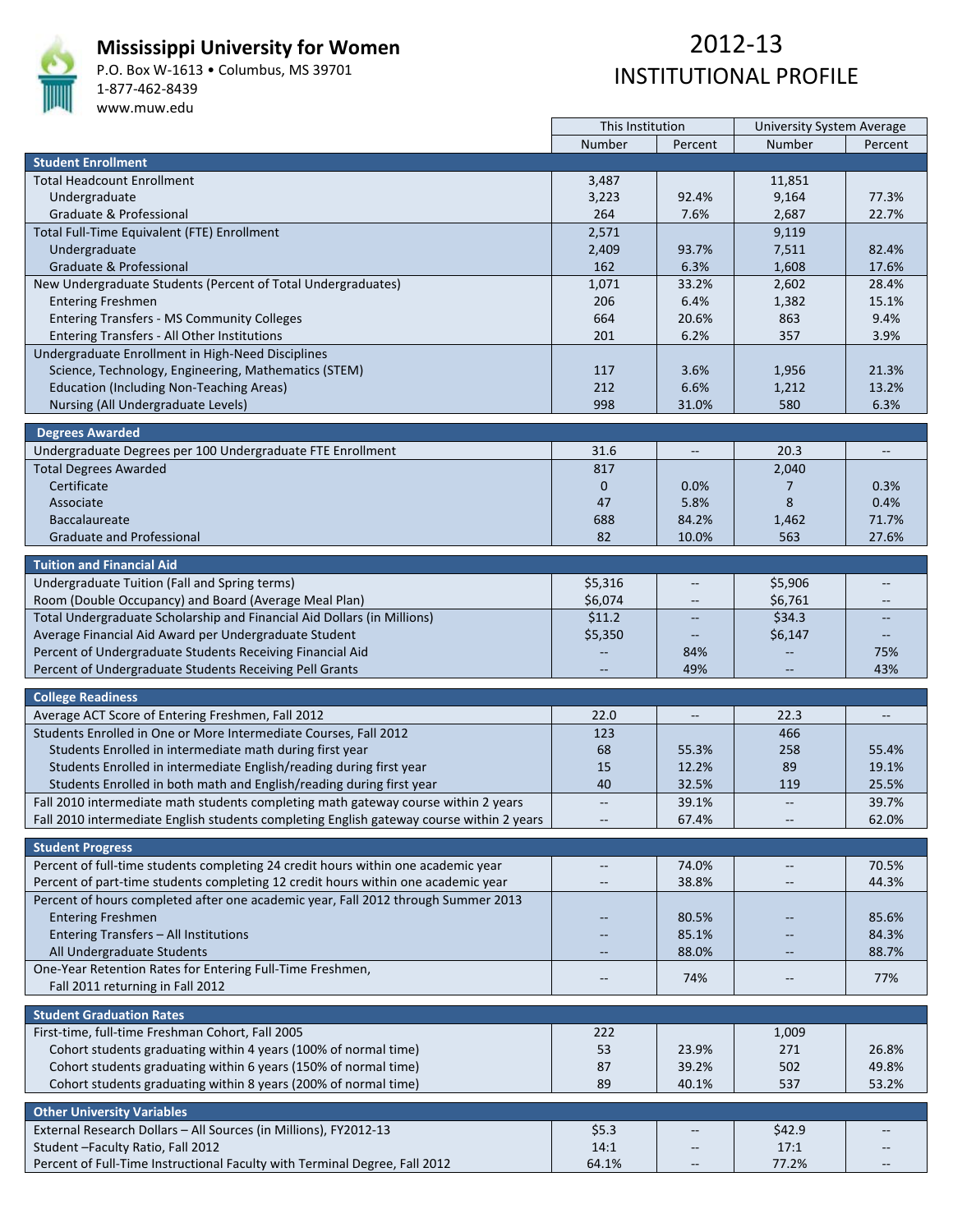# Mississippi University for Women

P.O. Box W-1613 • Columbus, MS 39701
1-877-462-8439
www.muw.edu

## 2012-13 INSTITUTIONAL PROFILE

| | This Institution | | University System Average | |
|---|---|---|---|---|
| | Number | Percent | Number | Percent |
| **Student Enrollment** | | | | |
| Total Headcount Enrollment | 3,487 | | 11,851 | |
| Undergraduate | 3,223 | 92.4% | 9,164 | 77.3% |
| Graduate & Professional | 264 | 7.6% | 2,687 | 22.7% |
| Total Full-Time Equivalent (FTE) Enrollment | 2,571 | | 9,119 | |
| Undergraduate | 2,409 | 93.7% | 7,511 | 82.4% |
| Graduate & Professional | 162 | 6.3% | 1,608 | 17.6% |
| New Undergraduate Students (Percent of Total Undergraduates) | 1,071 | 33.2% | 2,602 | 28.4% |
| Entering Freshmen | 206 | 6.4% | 1,382 | 15.1% |
| Entering Transfers - MS Community Colleges | 664 | 20.6% | 863 | 9.4% |
| Entering Transfers - All Other Institutions | 201 | 6.2% | 357 | 3.9% |
| Undergraduate Enrollment in High-Need Disciplines | | | | |
| Science, Technology, Engineering, Mathematics (STEM) | 117 | 3.6% | 1,956 | 21.3% |
| Education (Including Non-Teaching Areas) | 212 | 6.6% | 1,212 | 13.2% |
| Nursing (All Undergraduate Levels) | 998 | 31.0% | 580 | 6.3% |
| **Degrees Awarded** | | | | |
| Undergraduate Degrees per 100 Undergraduate FTE Enrollment | 31.6 | -- | 20.3 | -- |
| Total Degrees Awarded | 817 | | 2,040 | |
| Certificate | 0 | 0.0% | 7 | 0.3% |
| Associate | 47 | 5.8% | 8 | 0.4% |
| Baccalaureate | 688 | 84.2% | 1,462 | 71.7% |
| Graduate and Professional | 82 | 10.0% | 563 | 27.6% |
| **Tuition and Financial Aid** | | | | |
| Undergraduate Tuition (Fall and Spring terms) | $5,316 | -- | $5,906 | -- |
| Room (Double Occupancy) and Board (Average Meal Plan) | $6,074 | -- | $6,761 | -- |
| Total Undergraduate Scholarship and Financial Aid Dollars (in Millions) | $11.2 | -- | $34.3 | -- |
| Average Financial Aid Award per Undergraduate Student | $5,350 | -- | $6,147 | -- |
| Percent of Undergraduate Students Receiving Financial Aid | -- | 84% | -- | 75% |
| Percent of Undergraduate Students Receiving Pell Grants | -- | 49% | -- | 43% |
| **College Readiness** | | | | |
| Average ACT Score of Entering Freshmen, Fall 2012 | 22.0 | -- | 22.3 | -- |
| Students Enrolled in One or More Intermediate Courses, Fall 2012 | 123 | | 466 | |
| Students Enrolled in intermediate math during first year | 68 | 55.3% | 258 | 55.4% |
| Students Enrolled in intermediate English/reading during first year | 15 | 12.2% | 89 | 19.1% |
| Students Enrolled in both math and English/reading during first year | 40 | 32.5% | 119 | 25.5% |
| Fall 2010 intermediate math students completing math gateway course within 2 years | -- | 39.1% | -- | 39.7% |
| Fall 2010 intermediate English students completing English gateway course within 2 years | -- | 67.4% | -- | 62.0% |
| **Student Progress** | | | | |
| Percent of full-time students completing 24 credit hours within one academic year | -- | 74.0% | -- | 70.5% |
| Percent of part-time students completing 12 credit hours within one academic year | -- | 38.8% | -- | 44.3% |
| Percent of hours completed after one academic year, Fall 2012 through Summer 2013 | | | | |
| Entering Freshmen | -- | 80.5% | -- | 85.6% |
| Entering Transfers – All Institutions | -- | 85.1% | -- | 84.3% |
| All Undergraduate Students | -- | 88.0% | -- | 88.7% |
| One-Year Retention Rates for Entering Full-Time Freshmen, Fall 2011 returning in Fall 2012 | -- | 74% | -- | 77% |
| **Student Graduation Rates** | | | | |
| First-time, full-time Freshman Cohort, Fall 2005 | 222 | | 1,009 | |
| Cohort students graduating within 4 years (100% of normal time) | 53 | 23.9% | 271 | 26.8% |
| Cohort students graduating within 6 years (150% of normal time) | 87 | 39.2% | 502 | 49.8% |
| Cohort students graduating within 8 years (200% of normal time) | 89 | 40.1% | 537 | 53.2% |
| **Other University Variables** | | | | |
| External Research Dollars – All Sources (in Millions), FY2012-13 | $5.3 | -- | $42.9 | -- |
| Student –Faculty Ratio, Fall 2012 | 14:1 | -- | 17:1 | -- |
| Percent of Full-Time Instructional Faculty with Terminal Degree, Fall 2012 | 64.1% | -- | 77.2% | -- |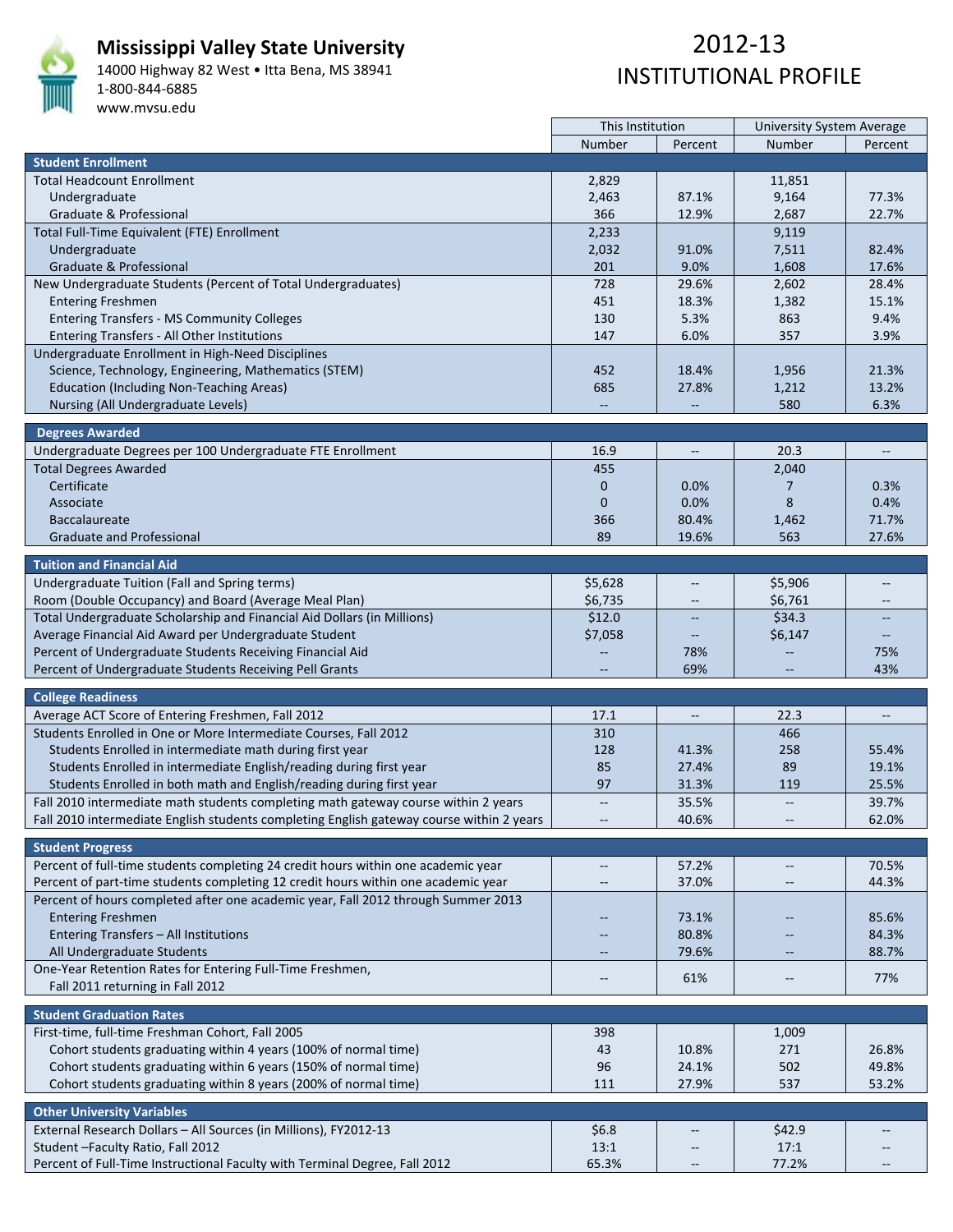# Mississippi Valley State University

14000 Highway 82 West • Itta Bena, MS 38941
1-800-844-6885
www.mvsu.edu

## 2012-13 INSTITUTIONAL PROFILE

| | This Institution | | University System Average | |
|---|---|---|---|---|
| | Number | Percent | Number | Percent |
| **Student Enrollment** | | | | |
| Total Headcount Enrollment | 2,829 | | 11,851 | |
| Undergraduate | 2,463 | 87.1% | 9,164 | 77.3% |
| Graduate & Professional | 366 | 12.9% | 2,687 | 22.7% |
| Total Full-Time Equivalent (FTE) Enrollment | 2,233 | | 9,119 | |
| Undergraduate | 2,032 | 91.0% | 7,511 | 82.4% |
| Graduate & Professional | 201 | 9.0% | 1,608 | 17.6% |
| New Undergraduate Students (Percent of Total Undergraduates) | 728 | 29.6% | 2,602 | 28.4% |
| Entering Freshmen | 451 | 18.3% | 1,382 | 15.1% |
| Entering Transfers - MS Community Colleges | 130 | 5.3% | 863 | 9.4% |
| Entering Transfers - All Other Institutions | 147 | 6.0% | 357 | 3.9% |
| Undergraduate Enrollment in High-Need Disciplines | | | | |
| Science, Technology, Engineering, Mathematics (STEM) | 452 | 18.4% | 1,956 | 21.3% |
| Education (Including Non-Teaching Areas) | 685 | 27.8% | 1,212 | 13.2% |
| Nursing (All Undergraduate Levels) | -- | -- | 580 | 6.3% |
| **Degrees Awarded** | | | | |
| Undergraduate Degrees per 100 Undergraduate FTE Enrollment | 16.9 | -- | 20.3 | -- |
| Total Degrees Awarded | 455 | | 2,040 | |
| Certificate | 0 | 0.0% | 7 | 0.3% |
| Associate | 0 | 0.0% | 8 | 0.4% |
| Baccalaureate | 366 | 80.4% | 1,462 | 71.7% |
| Graduate and Professional | 89 | 19.6% | 563 | 27.6% |
| **Tuition and Financial Aid** | | | | |
| Undergraduate Tuition (Fall and Spring terms) | $5,628 | -- | $5,906 | -- |
| Room (Double Occupancy) and Board (Average Meal Plan) | $6,735 | -- | $6,761 | -- |
| Total Undergraduate Scholarship and Financial Aid Dollars (in Millions) | $12.0 | -- | $34.3 | -- |
| Average Financial Aid Award per Undergraduate Student | $7,058 | -- | $6,147 | -- |
| Percent of Undergraduate Students Receiving Financial Aid | -- | 78% | -- | 75% |
| Percent of Undergraduate Students Receiving Pell Grants | -- | 69% | -- | 43% |
| **College Readiness** | | | | |
| Average ACT Score of Entering Freshmen, Fall 2012 | 17.1 | -- | 22.3 | -- |
| Students Enrolled in One or More Intermediate Courses, Fall 2012 | 310 | | 466 | |
| Students Enrolled in intermediate math during first year | 128 | 41.3% | 258 | 55.4% |
| Students Enrolled in intermediate English/reading during first year | 85 | 27.4% | 89 | 19.1% |
| Students Enrolled in both math and English/reading during first year | 97 | 31.3% | 119 | 25.5% |
| Fall 2010 intermediate math students completing math gateway course within 2 years | -- | 35.5% | -- | 39.7% |
| Fall 2010 intermediate English students completing English gateway course within 2 years | -- | 40.6% | -- | 62.0% |
| **Student Progress** | | | | |
| Percent of full-time students completing 24 credit hours within one academic year | -- | 57.2% | -- | 70.5% |
| Percent of part-time students completing 12 credit hours within one academic year | -- | 37.0% | -- | 44.3% |
| Percent of hours completed after one academic year, Fall 2012 through Summer 2013 | | | | |
| Entering Freshmen | -- | 73.1% | -- | 85.6% |
| Entering Transfers – All Institutions | -- | 80.8% | -- | 84.3% |
| All Undergraduate Students | -- | 79.6% | -- | 88.7% |
| One-Year Retention Rates for Entering Full-Time Freshmen, Fall 2011 returning in Fall 2012 | -- | 61% | -- | 77% |
| **Student Graduation Rates** | | | | |
| First-time, full-time Freshman Cohort, Fall 2005 | 398 | | 1,009 | |
| Cohort students graduating within 4 years (100% of normal time) | 43 | 10.8% | 271 | 26.8% |
| Cohort students graduating within 6 years (150% of normal time) | 96 | 24.1% | 502 | 49.8% |
| Cohort students graduating within 8 years (200% of normal time) | 111 | 27.9% | 537 | 53.2% |
| **Other University Variables** | | | | |
| External Research Dollars – All Sources (in Millions), FY2012-13 | $6.8 | -- | $42.9 | -- |
| Student –Faculty Ratio, Fall 2012 | 13:1 | -- | 17:1 | -- |
| Percent of Full-Time Instructional Faculty with Terminal Degree, Fall 2012 | 65.3% | -- | 77.2% | -- |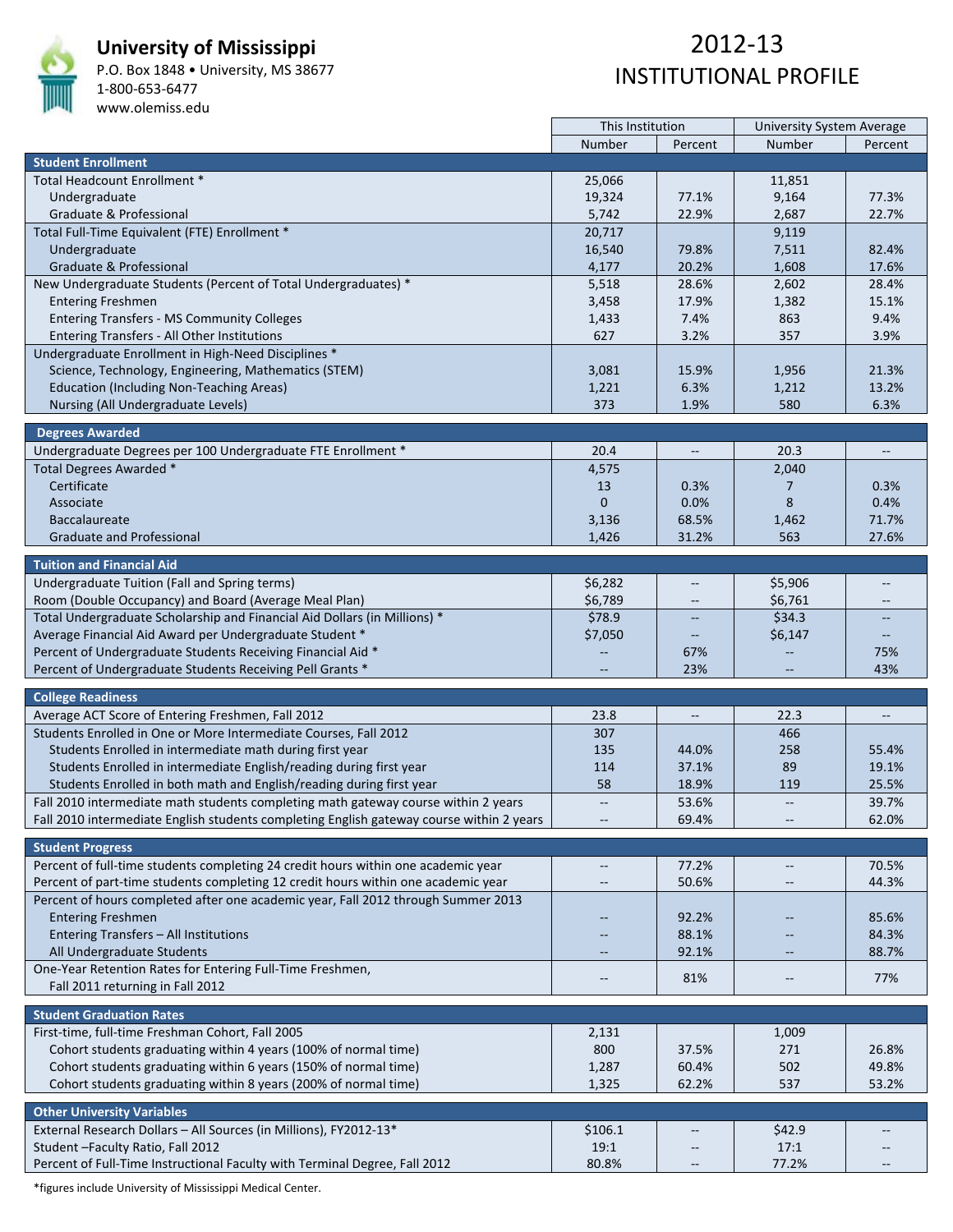# University of Mississippi

P.O. Box 1848 • University, MS 38677
1-800-653-6477
www.olemiss.edu

# 2012-13 INSTITUTIONAL PROFILE

| | This Institution | | University System Average | |
|---|---|---|---|---|
| | Number | Percent | Number | Percent |
| **Student Enrollment** | | | | |
| Total Headcount Enrollment * | 25,066 | | 11,851 | |
| Undergraduate | 19,324 | 77.1% | 9,164 | 77.3% |
| Graduate & Professional | 5,742 | 22.9% | 2,687 | 22.7% |
| Total Full-Time Equivalent (FTE) Enrollment * | 20,717 | | 9,119 | |
| Undergraduate | 16,540 | 79.8% | 7,511 | 82.4% |
| Graduate & Professional | 4,177 | 20.2% | 1,608 | 17.6% |
| New Undergraduate Students (Percent of Total Undergraduates) * | 5,518 | 28.6% | 2,602 | 28.4% |
| Entering Freshmen | 3,458 | 17.9% | 1,382 | 15.1% |
| Entering Transfers - MS Community Colleges | 1,433 | 7.4% | 863 | 9.4% |
| Entering Transfers - All Other Institutions | 627 | 3.2% | 357 | 3.9% |
| Undergraduate Enrollment in High-Need Disciplines * | | | | |
| Science, Technology, Engineering, Mathematics (STEM) | 3,081 | 15.9% | 1,956 | 21.3% |
| Education (Including Non-Teaching Areas) | 1,221 | 6.3% | 1,212 | 13.2% |
| Nursing (All Undergraduate Levels) | 373 | 1.9% | 580 | 6.3% |
| **Degrees Awarded** | | | | |
| Undergraduate Degrees per 100 Undergraduate FTE Enrollment * | 20.4 | -- | 20.3 | -- |
| Total Degrees Awarded * | 4,575 | | 2,040 | |
| Certificate | 13 | 0.3% | 7 | 0.3% |
| Associate | 0 | 0.0% | 8 | 0.4% |
| Baccalaureate | 3,136 | 68.5% | 1,462 | 71.7% |
| Graduate and Professional | 1,426 | 31.2% | 563 | 27.6% |
| **Tuition and Financial Aid** | | | | |
| Undergraduate Tuition (Fall and Spring terms) | $6,282 | -- | $5,906 | -- |
| Room (Double Occupancy) and Board (Average Meal Plan) | $6,789 | -- | $6,761 | -- |
| Total Undergraduate Scholarship and Financial Aid Dollars (in Millions) * | $78.9 | -- | $34.3 | -- |
| Average Financial Aid Award per Undergraduate Student * | $7,050 | -- | $6,147 | -- |
| Percent of Undergraduate Students Receiving Financial Aid * | -- | 67% | -- | 75% |
| Percent of Undergraduate Students Receiving Pell Grants * | -- | 23% | -- | 43% |
| **College Readiness** | | | | |
| Average ACT Score of Entering Freshmen, Fall 2012 | 23.8 | -- | 22.3 | -- |
| Students Enrolled in One or More Intermediate Courses, Fall 2012 | 307 | | 466 | |
| Students Enrolled in intermediate math during first year | 135 | 44.0% | 258 | 55.4% |
| Students Enrolled in intermediate English/reading during first year | 114 | 37.1% | 89 | 19.1% |
| Students Enrolled in both math and English/reading during first year | 58 | 18.9% | 119 | 25.5% |
| Fall 2010 intermediate math students completing math gateway course within 2 years | -- | 53.6% | -- | 39.7% |
| Fall 2010 intermediate English students completing English gateway course within 2 years | -- | 69.4% | -- | 62.0% |
| **Student Progress** | | | | |
| Percent of full-time students completing 24 credit hours within one academic year | -- | 77.2% | -- | 70.5% |
| Percent of part-time students completing 12 credit hours within one academic year | -- | 50.6% | -- | 44.3% |
| Percent of hours completed after one academic year, Fall 2012 through Summer 2013 | | | | |
| Entering Freshmen | -- | 92.2% | -- | 85.6% |
| Entering Transfers – All Institutions | -- | 88.1% | -- | 84.3% |
| All Undergraduate Students | -- | 92.1% | -- | 88.7% |
| One-Year Retention Rates for Entering Full-Time Freshmen, Fall 2011 returning in Fall 2012 | -- | 81% | -- | 77% |
| **Student Graduation Rates** | | | | |
| First-time, full-time Freshman Cohort, Fall 2005 | 2,131 | | 1,009 | |
| Cohort students graduating within 4 years (100% of normal time) | 800 | 37.5% | 271 | 26.8% |
| Cohort students graduating within 6 years (150% of normal time) | 1,287 | 60.4% | 502 | 49.8% |
| Cohort students graduating within 8 years (200% of normal time) | 1,325 | 62.2% | 537 | 53.2% |
| **Other University Variables** | | | | |
| External Research Dollars – All Sources (in Millions), FY2012-13* | $106.1 | -- | $42.9 | -- |
| Student –Faculty Ratio, Fall 2012 | 19:1 | -- | 17:1 | -- |
| Percent of Full-Time Instructional Faculty with Terminal Degree, Fall 2012 | 80.8% | -- | 77.2% | -- |

*figures include University of Mississippi Medical Center.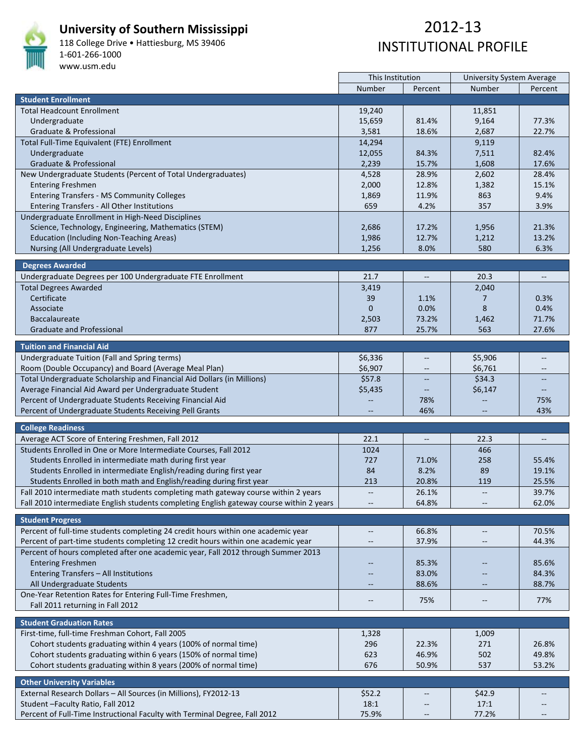# University of Southern Mississippi

118 College Drive • Hattiesburg, MS 39406
1-601-266-1000
www.usm.edu

## 2012-13 INSTITUTIONAL PROFILE

| | This Institution | | University System Average | |
|---|---|---|---|---|
| | Number | Percent | Number | Percent |
| **Student Enrollment** | | | | |
| Total Headcount Enrollment | 19,240 | | 11,851 | |
| Undergraduate | 15,659 | 81.4% | 9,164 | 77.3% |
| Graduate & Professional | 3,581 | 18.6% | 2,687 | 22.7% |
| Total Full-Time Equivalent (FTE) Enrollment | 14,294 | | 9,119 | |
| Undergraduate | 12,055 | 84.3% | 7,511 | 82.4% |
| Graduate & Professional | 2,239 | 15.7% | 1,608 | 17.6% |
| New Undergraduate Students (Percent of Total Undergraduates) | 4,528 | 28.9% | 2,602 | 28.4% |
| Entering Freshmen | 2,000 | 12.8% | 1,382 | 15.1% |
| Entering Transfers - MS Community Colleges | 1,869 | 11.9% | 863 | 9.4% |
| Entering Transfers - All Other Institutions | 659 | 4.2% | 357 | 3.9% |
| Undergraduate Enrollment in High-Need Disciplines | | | | |
| Science, Technology, Engineering, Mathematics (STEM) | 2,686 | 17.2% | 1,956 | 21.3% |
| Education (Including Non-Teaching Areas) | 1,986 | 12.7% | 1,212 | 13.2% |
| Nursing (All Undergraduate Levels) | 1,256 | 8.0% | 580 | 6.3% |
| **Degrees Awarded** | | | | |
| Undergraduate Degrees per 100 Undergraduate FTE Enrollment | 21.7 | -- | 20.3 | -- |
| Total Degrees Awarded | 3,419 | | 2,040 | |
| Certificate | 39 | 1.1% | 7 | 0.3% |
| Associate | 0 | 0.0% | 8 | 0.4% |
| Baccalaureate | 2,503 | 73.2% | 1,462 | 71.7% |
| Graduate and Professional | 877 | 25.7% | 563 | 27.6% |
| **Tuition and Financial Aid** | | | | |
| Undergraduate Tuition (Fall and Spring terms) | $6,336 | -- | $5,906 | -- |
| Room (Double Occupancy) and Board (Average Meal Plan) | $6,907 | -- | $6,761 | -- |
| Total Undergraduate Scholarship and Financial Aid Dollars (in Millions) | $57.8 | -- | $34.3 | -- |
| Average Financial Aid Award per Undergraduate Student | $5,435 | -- | $6,147 | -- |
| Percent of Undergraduate Students Receiving Financial Aid | -- | 78% | -- | 75% |
| Percent of Undergraduate Students Receiving Pell Grants | -- | 46% | -- | 43% |
| **College Readiness** | | | | |
| Average ACT Score of Entering Freshmen, Fall 2012 | 22.1 | -- | 22.3 | -- |
| Students Enrolled in One or More Intermediate Courses, Fall 2012 | 1024 | | 466 | |
| Students Enrolled in intermediate math during first year | 727 | 71.0% | 258 | 55.4% |
| Students Enrolled in intermediate English/reading during first year | 84 | 8.2% | 89 | 19.1% |
| Students Enrolled in both math and English/reading during first year | 213 | 20.8% | 119 | 25.5% |
| Fall 2010 intermediate math students completing math gateway course within 2 years | -- | 26.1% | -- | 39.7% |
| Fall 2010 intermediate English students completing English gateway course within 2 years | -- | 64.8% | -- | 62.0% |
| **Student Progress** | | | | |
| Percent of full-time students completing 24 credit hours within one academic year | -- | 66.8% | -- | 70.5% |
| Percent of part-time students completing 12 credit hours within one academic year | -- | 37.9% | -- | 44.3% |
| Percent of hours completed after one academic year, Fall 2012 through Summer 2013 | | | | |
| Entering Freshmen | -- | 85.3% | -- | 85.6% |
| Entering Transfers – All Institutions | -- | 83.0% | -- | 84.3% |
| All Undergraduate Students | -- | 88.6% | -- | 88.7% |
| One-Year Retention Rates for Entering Full-Time Freshmen, Fall 2011 returning in Fall 2012 | -- | 75% | -- | 77% |
| **Student Graduation Rates** | | | | |
| First-time, full-time Freshman Cohort, Fall 2005 | 1,328 | | 1,009 | |
| Cohort students graduating within 4 years (100% of normal time) | 296 | 22.3% | 271 | 26.8% |
| Cohort students graduating within 6 years (150% of normal time) | 623 | 46.9% | 502 | 49.8% |
| Cohort students graduating within 8 years (200% of normal time) | 676 | 50.9% | 537 | 53.2% |
| **Other University Variables** | | | | |
| External Research Dollars – All Sources (in Millions), FY2012-13 | $52.2 | -- | $42.9 | -- |
| Student –Faculty Ratio, Fall 2012 | 18:1 | -- | 17:1 | -- |
| Percent of Full-Time Instructional Faculty with Terminal Degree, Fall 2012 | 75.9% | -- | 77.2% | -- |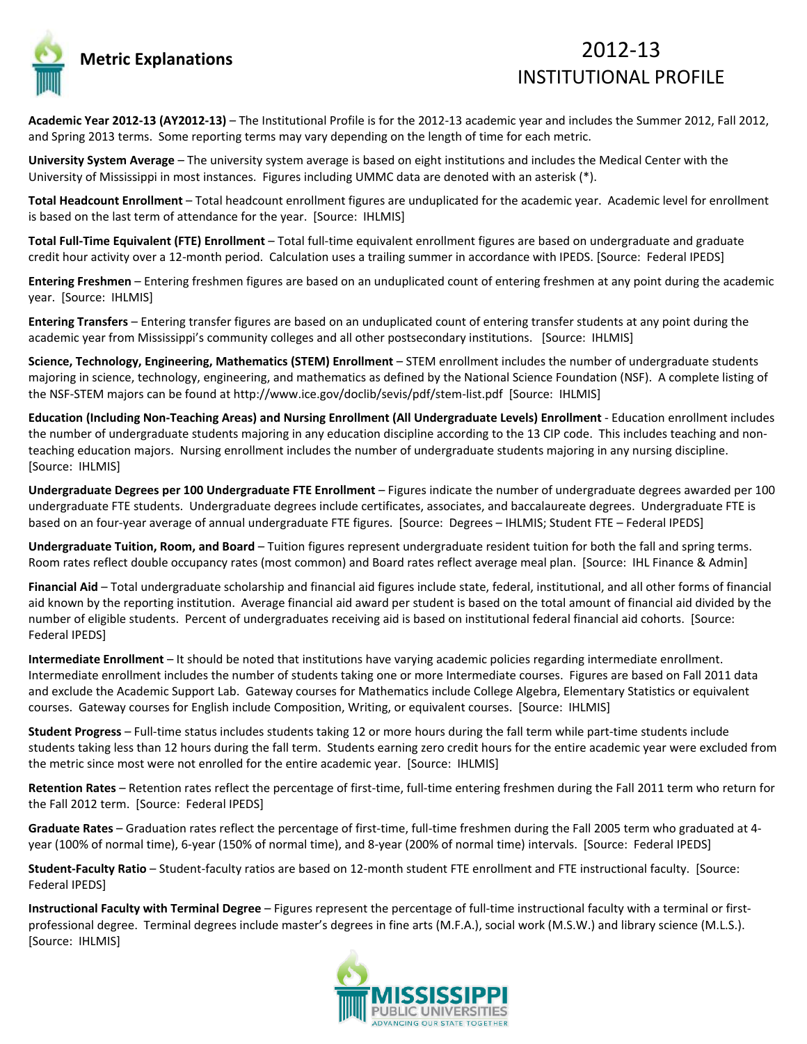# Metric Explanations

## 2012-13 INSTITUTIONAL PROFILE

**Academic Year 2012-13 (AY2012-13)** – The Institutional Profile is for the 2012-13 academic year and includes the Summer 2012, Fall 2012, and Spring 2013 terms. Some reporting terms may vary depending on the length of time for each metric.

**University System Average** – The university system average is based on eight institutions and includes the Medical Center with the University of Mississippi in most instances. Figures including UMMC data are denoted with an asterisk (*).

**Total Headcount Enrollment** – Total headcount enrollment figures are unduplicated for the academic year. Academic level for enrollment is based on the last term of attendance for the year. [Source: IHLMIS]

**Total Full-Time Equivalent (FTE) Enrollment** – Total full-time equivalent enrollment figures are based on undergraduate and graduate credit hour activity over a 12-month period. Calculation uses a trailing summer in accordance with IPEDS. [Source: Federal IPEDS]

**Entering Freshmen** – Entering freshmen figures are based on an unduplicated count of entering freshmen at any point during the academic year. [Source: IHLMIS]

**Entering Transfers** – Entering transfer figures are based on an unduplicated count of entering transfer students at any point during the academic year from Mississippi's community colleges and all other postsecondary institutions. [Source: IHLMIS]

**Science, Technology, Engineering, Mathematics (STEM) Enrollment** – STEM enrollment includes the number of undergraduate students majoring in science, technology, engineering, and mathematics as defined by the National Science Foundation (NSF). A complete listing of the NSF-STEM majors can be found at http://www.ice.gov/doclib/sevis/pdf/stem-list.pdf [Source: IHLMIS]

**Education (Including Non-Teaching Areas) and Nursing Enrollment (All Undergraduate Levels) Enrollment** - Education enrollment includes the number of undergraduate students majoring in any education discipline according to the 13 CIP code. This includes teaching and non-teaching education majors. Nursing enrollment includes the number of undergraduate students majoring in any nursing discipline. [Source: IHLMIS]

**Undergraduate Degrees per 100 Undergraduate FTE Enrollment** – Figures indicate the number of undergraduate degrees awarded per 100 undergraduate FTE students. Undergraduate degrees include certificates, associates, and baccalaureate degrees. Undergraduate FTE is based on an four-year average of annual undergraduate FTE figures. [Source: Degrees – IHLMIS; Student FTE – Federal IPEDS]

**Undergraduate Tuition, Room, and Board** – Tuition figures represent undergraduate resident tuition for both the fall and spring terms. Room rates reflect double occupancy rates (most common) and Board rates reflect average meal plan. [Source: IHL Finance & Admin]

**Financial Aid** – Total undergraduate scholarship and financial aid figures include state, federal, institutional, and all other forms of financial aid known by the reporting institution. Average financial aid award per student is based on the total amount of financial aid divided by the number of eligible students. Percent of undergraduates receiving aid is based on institutional federal financial aid cohorts. [Source: Federal IPEDS]

**Intermediate Enrollment** – It should be noted that institutions have varying academic policies regarding intermediate enrollment. Intermediate enrollment includes the number of students taking one or more Intermediate courses. Figures are based on Fall 2011 data and exclude the Academic Support Lab. Gateway courses for Mathematics include College Algebra, Elementary Statistics or equivalent courses. Gateway courses for English include Composition, Writing, or equivalent courses. [Source: IHLMIS]

**Student Progress** – Full-time status includes students taking 12 or more hours during the fall term while part-time students include students taking less than 12 hours during the fall term. Students earning zero credit hours for the entire academic year were excluded from the metric since most were not enrolled for the entire academic year. [Source: IHLMIS]

**Retention Rates** – Retention rates reflect the percentage of first-time, full-time entering freshmen during the Fall 2011 term who return for the Fall 2012 term. [Source: Federal IPEDS]

**Graduate Rates** – Graduation rates reflect the percentage of first-time, full-time freshmen during the Fall 2005 term who graduated at 4-year (100% of normal time), 6-year (150% of normal time), and 8-year (200% of normal time) intervals. [Source: Federal IPEDS]

**Student-Faculty Ratio** – Student-faculty ratios are based on 12-month student FTE enrollment and FTE instructional faculty. [Source: Federal IPEDS]

**Instructional Faculty with Terminal Degree** – Figures represent the percentage of full-time instructional faculty with a terminal or first-professional degree. Terminal degrees include master's degrees in fine arts (M.F.A.), social work (M.S.W.) and library science (M.L.S.). [Source: IHLMIS]

MISSISSIPPI PUBLIC UNIVERSITIES
ADVANCING OUR STATE TOGETHER